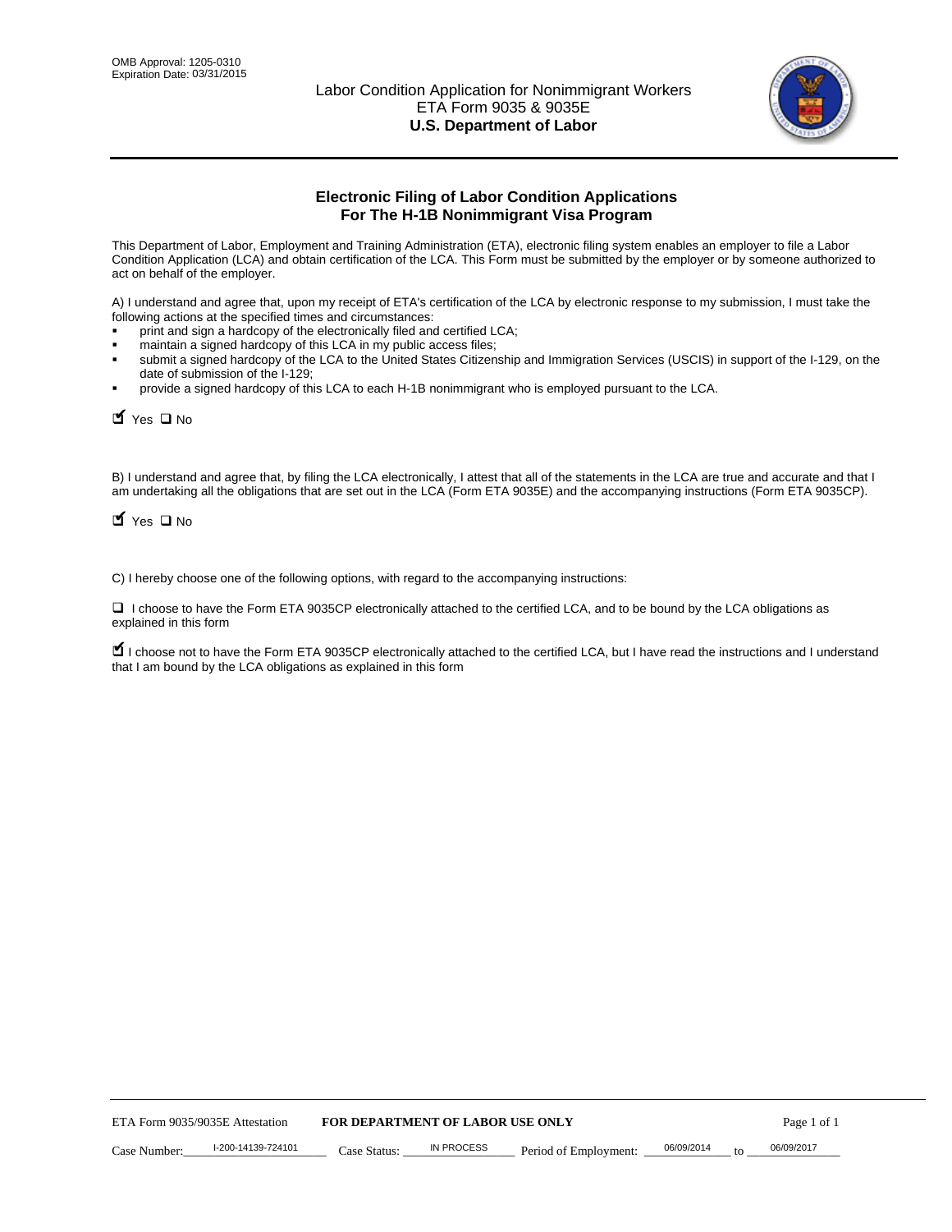OMB Approval: 1205-0310
Expiration Date: 03/31/2015

Labor Condition Application for Nonimmigrant Workers
ETA Form 9035 & 9035E
**U.S. Department of Labor**

## Electronic Filing of Labor Condition Applications For The H-1B Nonimmigrant Visa Program

This Department of Labor, Employment and Training Administration (ETA), electronic filing system enables an employer to file a Labor Condition Application (LCA) and obtain certification of the LCA. This Form must be submitted by the employer or by someone authorized to act on behalf of the employer.

A) I understand and agree that, upon my receipt of ETA's certification of the LCA by electronic response to my submission, I must take the following actions at the specified times and circumstances:

- print and sign a hardcopy of the electronically filed and certified LCA;
- maintain a signed hardcopy of this LCA in my public access files;
- submit a signed hardcopy of the LCA to the United States Citizenship and Immigration Services (USCIS) in support of the I-129, on the date of submission of the I-129;
- provide a signed hardcopy of this LCA to each H-1B nonimmigrant who is employed pursuant to the LCA.

☑ Yes ☐ No

B) I understand and agree that, by filing the LCA electronically, I attest that all of the statements in the LCA are true and accurate and that I am undertaking all the obligations that are set out in the LCA (Form ETA 9035E) and the accompanying instructions (Form ETA 9035CP).

☑ Yes ☐ No

C) I hereby choose one of the following options, with regard to the accompanying instructions:

☐ I choose to have the Form ETA 9035CP electronically attached to the certified LCA, and to be bound by the LCA obligations as explained in this form

☑ I choose not to have the Form ETA 9035CP electronically attached to the certified LCA, but I have read the instructions and I understand that I am bound by the LCA obligations as explained in this form

ETA Form 9035/9035E Attestation **FOR DEPARTMENT OF LABOR USE ONLY**

Case Number: I-200-14139-724101 Case Status: IN PROCESS Period of Employment: 06/09/2014 to 06/09/2017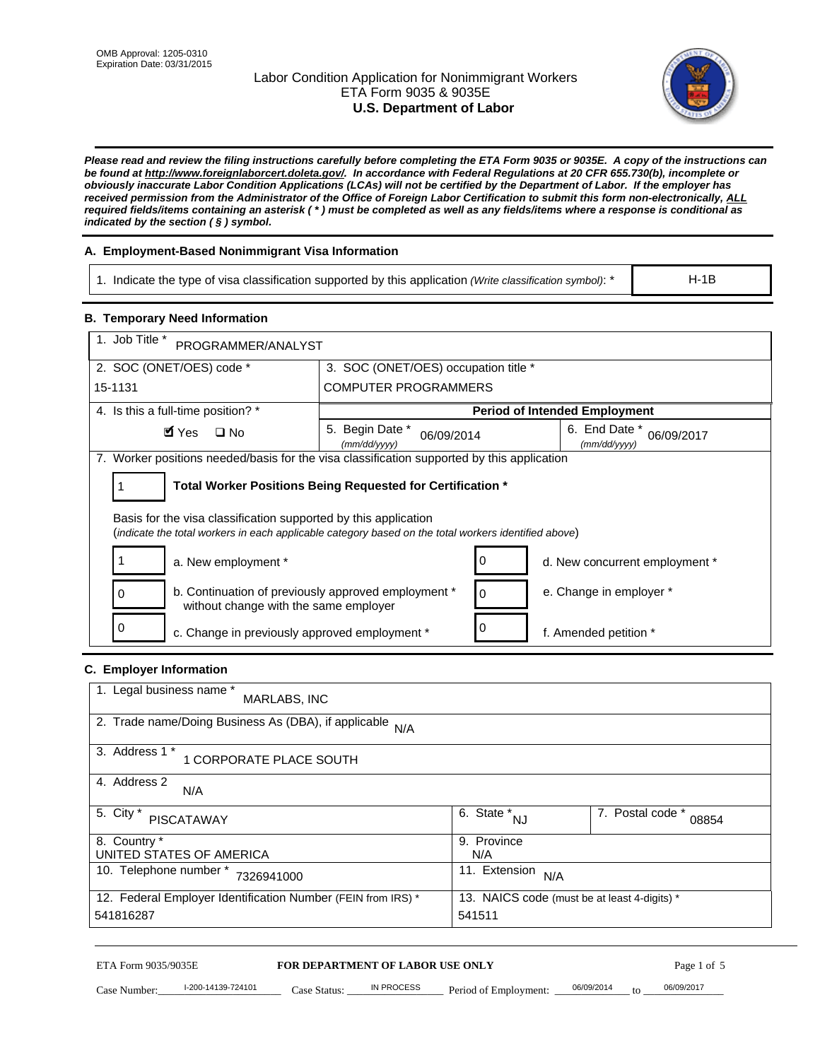OMB Approval: 1205-0310
Expiration Date: 03/31/2015

# Labor Condition Application for Nonimmigrant Workers
## ETA Form 9035 & 9035E
## U.S. Department of Labor

***Please read and review the filing instructions carefully before completing the ETA Form 9035 or 9035E. A copy of the instructions can be found at http://www.foreignlaborcert.doleta.gov/. In accordance with Federal Regulations at 20 CFR 655.730(b), incomplete or obviously inaccurate Labor Condition Applications (LCAs) will not be certified by the Department of Labor. If the employer has received permission from the Administrator of the Office of Foreign Labor Certification to submit this form non-electronically, ALL required fields/items containing an asterisk ( * ) must be completed as well as any fields/items where a response is conditional as indicated by the section ( § ) symbol.***

### A. Employment-Based Nonimmigrant Visa Information

| 1. Indicate the type of visa classification supported by this application *(Write classification symbol)*: * | H-1B |
|---|---|

### B. Temporary Need Information

| 1. Job Title * PROGRAMMER/ANALYST | | |
|---|---|---|
| 2. SOC (ONET/OES) code * 15-1131 | 3. SOC (ONET/OES) occupation title * COMPUTER PROGRAMMERS | |
| 4. Is this a full-time position? * | **Period of Intended Employment** | |
| ☑ Yes ☐ No | 5. Begin Date * *(mm/dd/yyyy)* 06/09/2014 | 6. End Date * *(mm/dd/yyyy)* 06/09/2017 |

7. Worker positions needed/basis for the visa classification supported by this application

| 1 | **Total Worker Positions Being Requested for Certification *** |
|---|---|

Basis for the visa classification supported by this application
(*indicate the total workers in each applicable category based on the total workers identified above*)

| | | | |
|---|---|---|---|
| 1 | a. New employment * | 0 | d. New concurrent employment * |
| 0 | b. Continuation of previously approved employment * without change with the same employer | 0 | e. Change in employer * |
| 0 | c. Change in previously approved employment * | 0 | f. Amended petition * |

### C. Employer Information

| | | |
|---|---|---|
| 1. Legal business name * MARLABS, INC | | |
| 2. Trade name/Doing Business As (DBA), if applicable N/A | | |
| 3. Address 1 * 1 CORPORATE PLACE SOUTH | | |
| 4. Address 2 N/A | | |
| 5. City * PISCATAWAY | 6. State * NJ | 7. Postal code * 08854 |
| 8. Country * UNITED STATES OF AMERICA | 9. Province N/A | |
| 10. Telephone number * 7326941000 | 11. Extension N/A | |
| 12. Federal Employer Identification Number (FEIN from IRS) * 541816287 | 13. NAICS code (must be at least 4-digits) * 541511 | |

ETA Form 9035/9035E — **FOR DEPARTMENT OF LABOR USE ONLY**

Case Number: I-200-14139-724101 Case Status: IN PROCESS Period of Employment: 06/09/2014 to 06/09/2017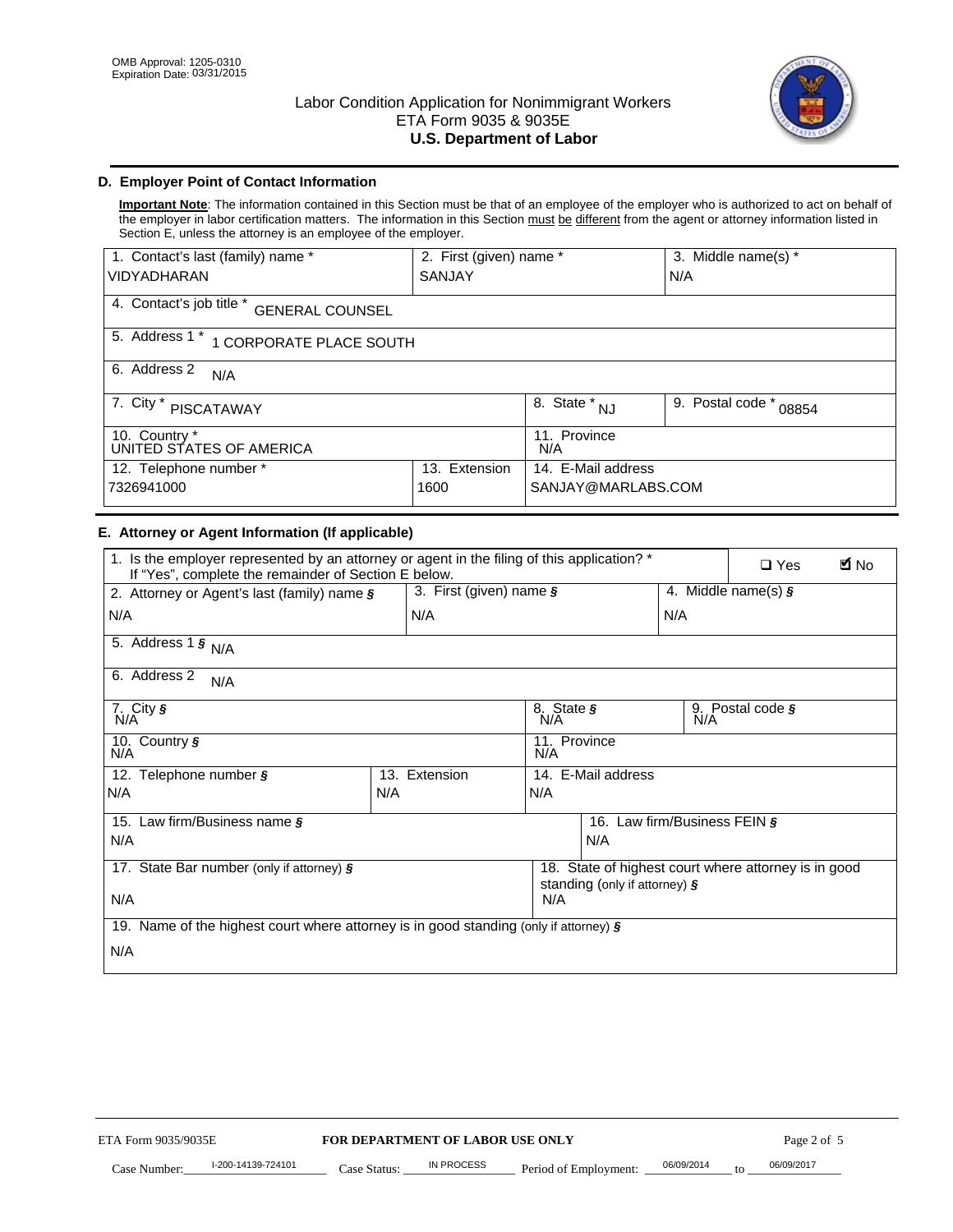OMB Approval: 1205-0310
Expiration Date: 03/31/2015

# Labor Condition Application for Nonimmigrant Workers
ETA Form 9035 & 9035E
**U.S. Department of Labor**

## D. Employer Point of Contact Information

**Important Note**: The information contained in this Section must be that of an employee of the employer who is authorized to act on behalf of the employer in labor certification matters. The information in this Section must be different from the agent or attorney information listed in Section E, unless the attorney is an employee of the employer.

| 1. Contact's last (family) name * | 2. First (given) name * | 3. Middle name(s) * |
|---|---|---|
| VIDYADHARAN | SANJAY | N/A |

4. Contact's job title * GENERAL COUNSEL

5. Address 1 * 1 CORPORATE PLACE SOUTH

6. Address 2 N/A

| 7. City * | 8. State * | 9. Postal code * |
|---|---|---|
| PISCATAWAY | NJ | 08854 |

| 10. Country * | 11. Province |
|---|---|
| UNITED STATES OF AMERICA | N/A |

| 12. Telephone number * | 13. Extension | 14. E-Mail address |
|---|---|---|
| 7326941000 | 1600 | SANJAY@MARLABS.COM |

## E. Attorney or Agent Information (If applicable)

1. Is the employer represented by an attorney or agent in the filing of this application? * If "Yes", complete the remainder of Section E below. ☐ Yes ☑ No

| 2. Attorney or Agent's last (family) name § | 3. First (given) name § | 4. Middle name(s) § |
|---|---|---|
| N/A | N/A | N/A |

5. Address 1 § N/A

6. Address 2 N/A

| 7. City § | 8. State § | 9. Postal code § |
|---|---|---|
| N/A | N/A | N/A |

| 10. Country § | 11. Province |
|---|---|
| N/A | N/A |

| 12. Telephone number § | 13. Extension | 14. E-Mail address |
|---|---|---|
| N/A | N/A | N/A |

| 15. Law firm/Business name § | 16. Law firm/Business FEIN § |
|---|---|
| N/A | N/A |

| 17. State Bar number (only if attorney) § | 18. State of highest court where attorney is in good standing (only if attorney) § |
|---|---|
| N/A | N/A |

19. Name of the highest court where attorney is in good standing (only if attorney) §

N/A

ETA Form 9035/9035E **FOR DEPARTMENT OF LABOR USE ONLY**

Case Number: I-200-14139-724101 Case Status: IN PROCESS Period of Employment: 06/09/2014 to 06/09/2017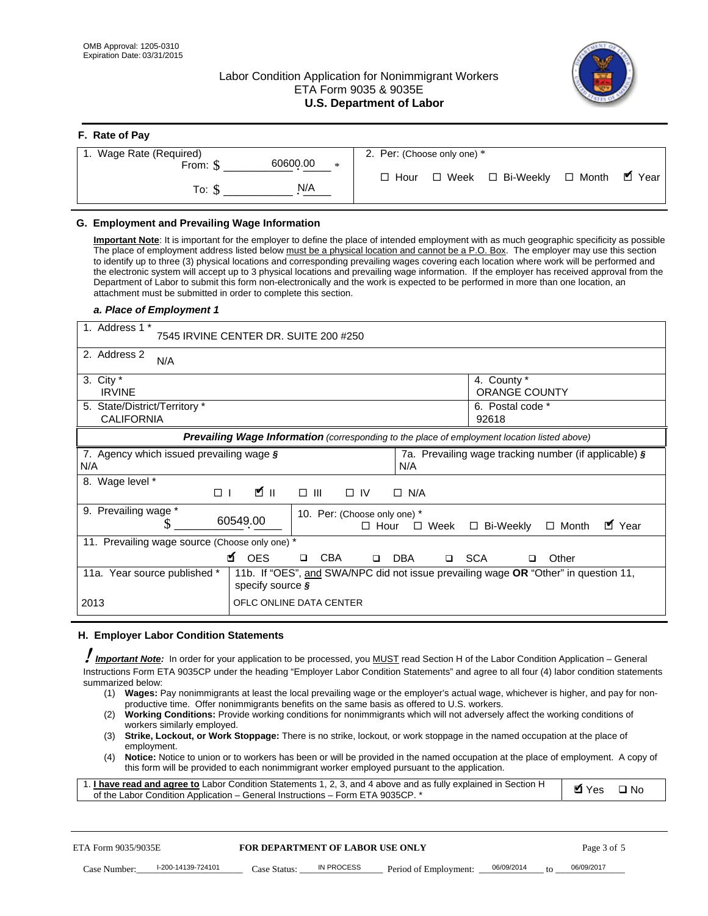OMB Approval: 1205-0310
Expiration Date: 03/31/2015

# Labor Condition Application for Nonimmigrant Workers
## ETA Form 9035 & 9035E
## U.S. Department of Labor

### F. Rate of Pay

| 1. Wage Rate (Required) | 2. Per: (Choose only one) * |
|---|---|
| From: $ 60600.00 * | ☐ Hour ☐ Week ☐ Bi-Weekly ☐ Month ☑ Year |
| To: $ N/A | |

### G. Employment and Prevailing Wage Information

**Important Note**: It is important for the employer to define the place of intended employment with as much geographic specificity as possible The place of employment address listed below must be a physical location and cannot be a P.O. Box. The employer may use this section to identify up to three (3) physical locations and corresponding prevailing wages covering each location where work will be performed and the electronic system will accept up to 3 physical locations and prevailing wage information. If the employer has received approval from the Department of Labor to submit this form non-electronically and the work is expected to be performed in more than one location, an attachment must be submitted in order to complete this section.

#### *a. Place of Employment 1*

| | |
|---|---|
| 1. Address 1 * 7545 IRVINE CENTER DR. SUITE 200 #250 | |
| 2. Address 2 N/A | |
| 3. City * IRVINE | 4. County * ORANGE COUNTY |
| 5. State/District/Territory * CALIFORNIA | 6. Postal code * 92618 |

***Prevailing Wage Information*** *(corresponding to the place of employment location listed above)*

| | |
|---|---|
| 7. Agency which issued prevailing wage § N/A | 7a. Prevailing wage tracking number (if applicable) § N/A |
| 8. Wage level * ☐ I ☑ II ☐ III ☐ IV ☐ N/A | |
| 9. Prevailing wage * $ 60549.00 | 10. Per: (Choose only one) * ☐ Hour ☐ Week ☐ Bi-Weekly ☐ Month ☑ Year |
| 11. Prevailing wage source (Choose only one) * ☑ OES ☐ CBA ☐ DBA ☐ SCA ☐ Other | |
| 11a. Year source published * 2013 | 11b. If "OES", and SWA/NPC did not issue prevailing wage OR "Other" in question 11, specify source § OFLC ONLINE DATA CENTER |

### H. Employer Labor Condition Statements

***Important Note:*** In order for your application to be processed, you MUST read Section H of the Labor Condition Application – General Instructions Form ETA 9035CP under the heading "Employer Labor Condition Statements" and agree to all four (4) labor condition statements summarized below:

(1) **Wages:** Pay nonimmigrants at least the local prevailing wage or the employer's actual wage, whichever is higher, and pay for non-productive time. Offer nonimmigrants benefits on the same basis as offered to U.S. workers.
(2) **Working Conditions:** Provide working conditions for nonimmigrants which will not adversely affect the working conditions of workers similarly employed.
(3) **Strike, Lockout, or Work Stoppage:** There is no strike, lockout, or work stoppage in the named occupation at the place of employment.
(4) **Notice:** Notice to union or to workers has been or will be provided in the named occupation at the place of employment. A copy of this form will be provided to each nonimmigrant worker employed pursuant to the application.

| | |
|---|---|
| 1. **I have read and agree to** Labor Condition Statements 1, 2, 3, and 4 above and as fully explained in Section H of the Labor Condition Application – General Instructions – Form ETA 9035CP. * | ☑ Yes ☐ No |

ETA Form 9035/9035E | **FOR DEPARTMENT OF LABOR USE ONLY**

Case Number: I-200-14139-724101 Case Status: IN PROCESS Period of Employment: 06/09/2014 to 06/09/2017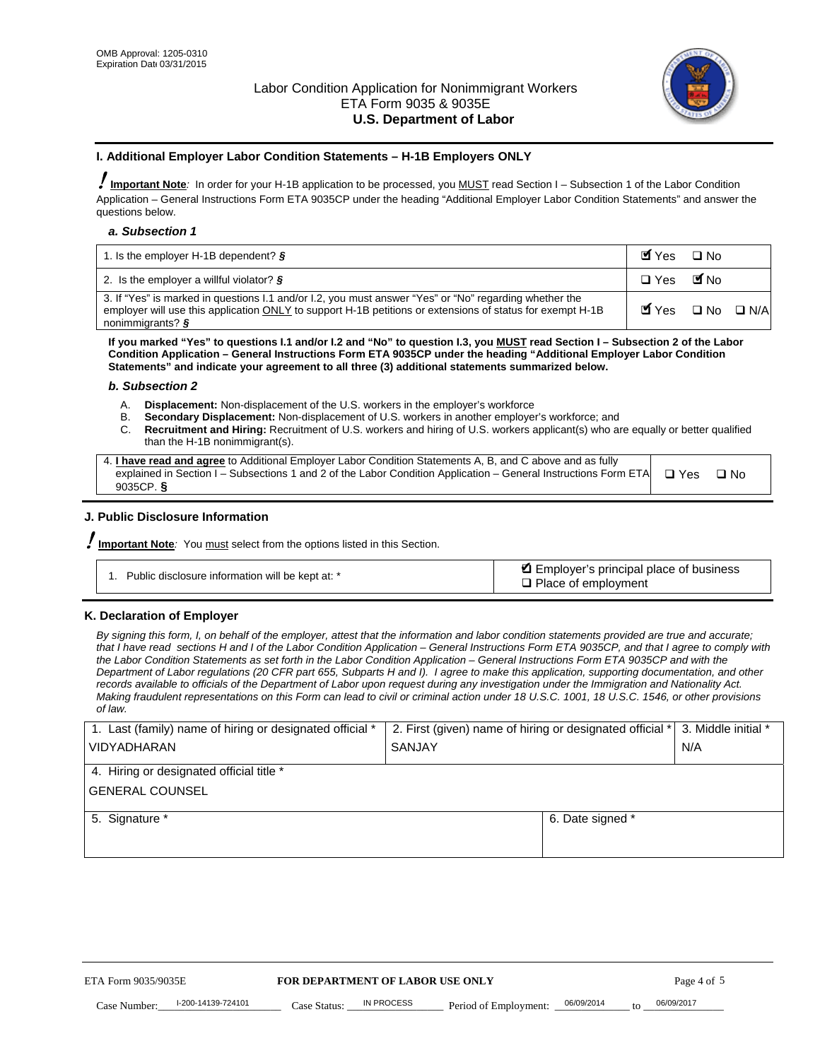OMB Approval: 1205-0310
Expiration Date 03/31/2015

# Labor Condition Application for Nonimmigrant Workers
ETA Form 9035 & 9035E
**U.S. Department of Labor**

## I. Additional Employer Labor Condition Statements – H-1B Employers ONLY

**Important Note**: In order for your H-1B application to be processed, you MUST read Section I – Subsection 1 of the Labor Condition Application – General Instructions Form ETA 9035CP under the heading "Additional Employer Labor Condition Statements" and answer the questions below.

### *a. Subsection 1*

| | |
|---|---|
| 1. Is the employer H-1B dependent? § | ☑ Yes ☐ No |
| 2. Is the employer a willful violator? § | ☐ Yes ☑ No |
| 3. If "Yes" is marked in questions I.1 and/or I.2, you must answer "Yes" or "No" regarding whether the employer will use this application ONLY to support H-1B petitions or extensions of status for exempt H-1B nonimmigrants? § | ☑ Yes ☐ No ☐ N/A |

**If you marked "Yes" to questions I.1 and/or I.2 and "No" to question I.3, you MUST read Section I – Subsection 2 of the Labor Condition Application – General Instructions Form ETA 9035CP under the heading "Additional Employer Labor Condition Statements" and indicate your agreement to all three (3) additional statements summarized below.**

### *b. Subsection 2*

A. **Displacement:** Non-displacement of the U.S. workers in the employer's workforce
B. **Secondary Displacement:** Non-displacement of U.S. workers in another employer's workforce; and
C. **Recruitment and Hiring:** Recruitment of U.S. workers and hiring of U.S. workers applicant(s) who are equally or better qualified than the H-1B nonimmigrant(s).

| | |
|---|---|
| 4. **I have read and agree** to Additional Employer Labor Condition Statements A, B, and C above and as fully explained in Section I – Subsections 1 and 2 of the Labor Condition Application – General Instructions Form ETA 9035CP. § | ☐ Yes ☐ No |

## J. Public Disclosure Information

**Important Note**: You must select from the options listed in this Section.

| | |
|---|---|
| 1. Public disclosure information will be kept at: * | ☑ Employer's principal place of business<br>☐ Place of employment |

## K. Declaration of Employer

*By signing this form, I, on behalf of the employer, attest that the information and labor condition statements provided are true and accurate; that I have read sections H and I of the Labor Condition Application – General Instructions Form ETA 9035CP, and that I agree to comply with the Labor Condition Statements as set forth in the Labor Condition Application – General Instructions Form ETA 9035CP and with the Department of Labor regulations (20 CFR part 655, Subparts H and I). I agree to make this application, supporting documentation, and other records available to officials of the Department of Labor upon request during any investigation under the Immigration and Nationality Act. Making fraudulent representations on this Form can lead to civil or criminal action under 18 U.S.C. 1001, 18 U.S.C. 1546, or other provisions of law.*

| 1. Last (family) name of hiring or designated official * | 2. First (given) name of hiring or designated official * | 3. Middle initial * |
|---|---|---|
| VIDYADHARAN | SANJAY | N/A |
| 4. Hiring or designated official title * | | |
| GENERAL COUNSEL | | |
| 5. Signature * | 6. Date signed * | |
| | | |

ETA Form 9035/9035E **FOR DEPARTMENT OF LABOR USE ONLY**

Case Number: I-200-14139-724101 Case Status: IN PROCESS Period of Employment: 06/09/2014 to 06/09/2017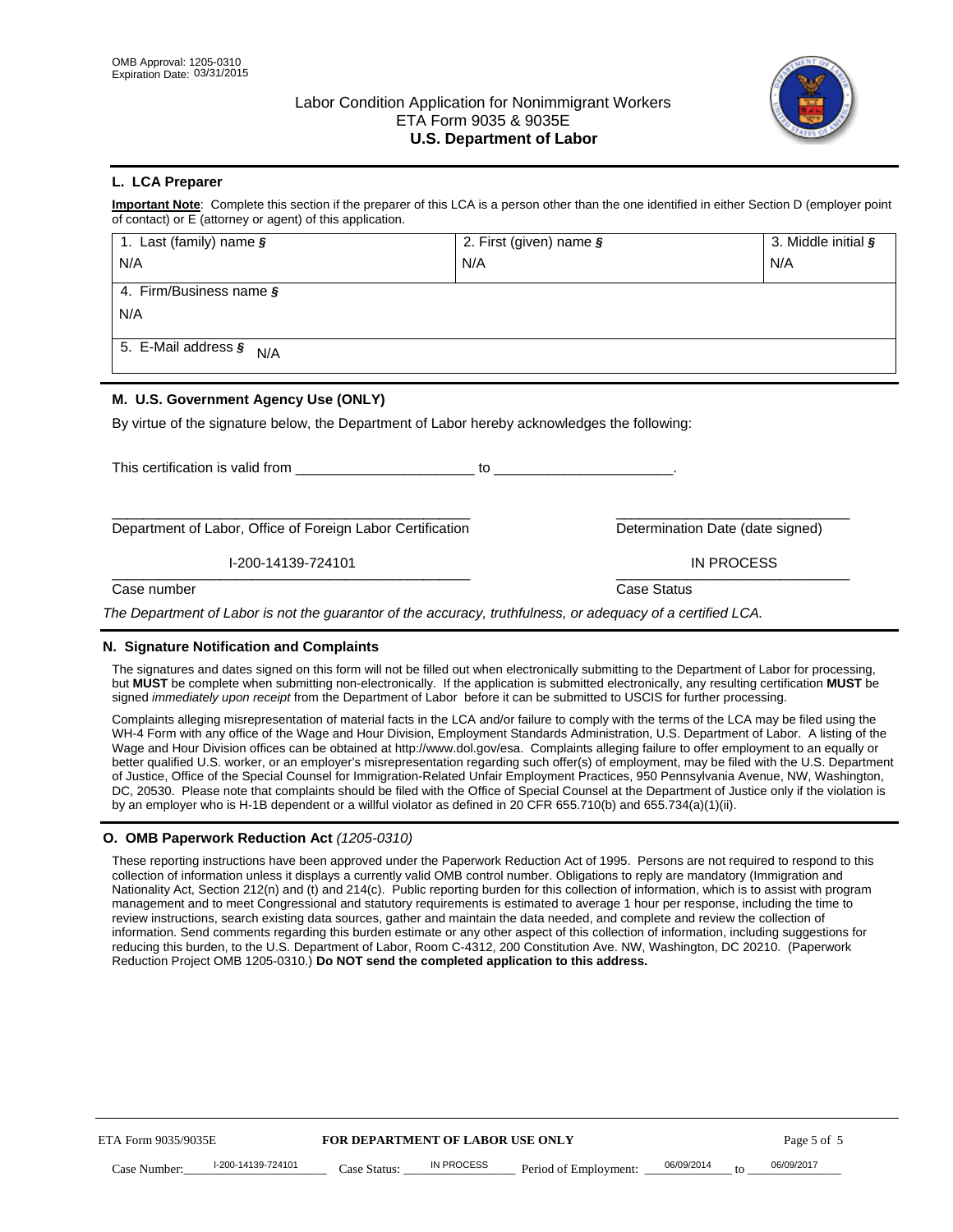OMB Approval: 1205-0310
Expiration Date: 03/31/2015

# Labor Condition Application for Nonimmigrant Workers
ETA Form 9035 & 9035E
**U.S. Department of Labor**

## L. LCA Preparer

**Important Note**: Complete this section if the preparer of this LCA is a person other than the one identified in either Section D (employer point of contact) or E (attorney or agent) of this application.

| 1. Last (family) name § | 2. First (given) name § | 3. Middle initial § |
|---|---|---|
| N/A | N/A | N/A |

4. Firm/Business name §
N/A

5. E-Mail address § N/A

## M. U.S. Government Agency Use (ONLY)

By virtue of the signature below, the Department of Labor hereby acknowledges the following:

This certification is valid from ______________________ to ______________________.

_____________________________________________ Department of Labor, Office of Foreign Labor Certification

______________________________ Determination Date (date signed)

I-200-14139-724101
Case number

IN PROCESS
Case Status

*The Department of Labor is not the guarantor of the accuracy, truthfulness, or adequacy of a certified LCA.*

## N. Signature Notification and Complaints

The signatures and dates signed on this form will not be filled out when electronically submitting to the Department of Labor for processing, but **MUST** be complete when submitting non-electronically. If the application is submitted electronically, any resulting certification **MUST** be signed *immediately upon receipt* from the Department of Labor before it can be submitted to USCIS for further processing.

Complaints alleging misrepresentation of material facts in the LCA and/or failure to comply with the terms of the LCA may be filed using the WH-4 Form with any office of the Wage and Hour Division, Employment Standards Administration, U.S. Department of Labor. A listing of the Wage and Hour Division offices can be obtained at http://www.dol.gov/esa. Complaints alleging failure to offer employment to an equally or better qualified U.S. worker, or an employer's misrepresentation regarding such offer(s) of employment, may be filed with the U.S. Department of Justice, Office of the Special Counsel for Immigration-Related Unfair Employment Practices, 950 Pennsylvania Avenue, NW, Washington, DC, 20530. Please note that complaints should be filed with the Office of Special Counsel at the Department of Justice only if the violation is by an employer who is H-1B dependent or a willful violator as defined in 20 CFR 655.710(b) and 655.734(a)(1)(ii).

## O. OMB Paperwork Reduction Act *(1205-0310)*

These reporting instructions have been approved under the Paperwork Reduction Act of 1995. Persons are not required to respond to this collection of information unless it displays a currently valid OMB control number. Obligations to reply are mandatory (Immigration and Nationality Act, Section 212(n) and (t) and 214(c). Public reporting burden for this collection of information, which is to assist with program management and to meet Congressional and statutory requirements is estimated to average 1 hour per response, including the time to review instructions, search existing data sources, gather and maintain the data needed, and complete and review the collection of information. Send comments regarding this burden estimate or any other aspect of this collection of information, including suggestions for reducing this burden, to the U.S. Department of Labor, Room C-4312, 200 Constitution Ave. NW, Washington, DC 20210. (Paperwork Reduction Project OMB 1205-0310.) **Do NOT send the completed application to this address.**

ETA Form 9035/9035E **FOR DEPARTMENT OF LABOR USE ONLY**

Case Number: I-200-14139-724101 Case Status: IN PROCESS Period of Employment: 06/09/2014 to 06/09/2017